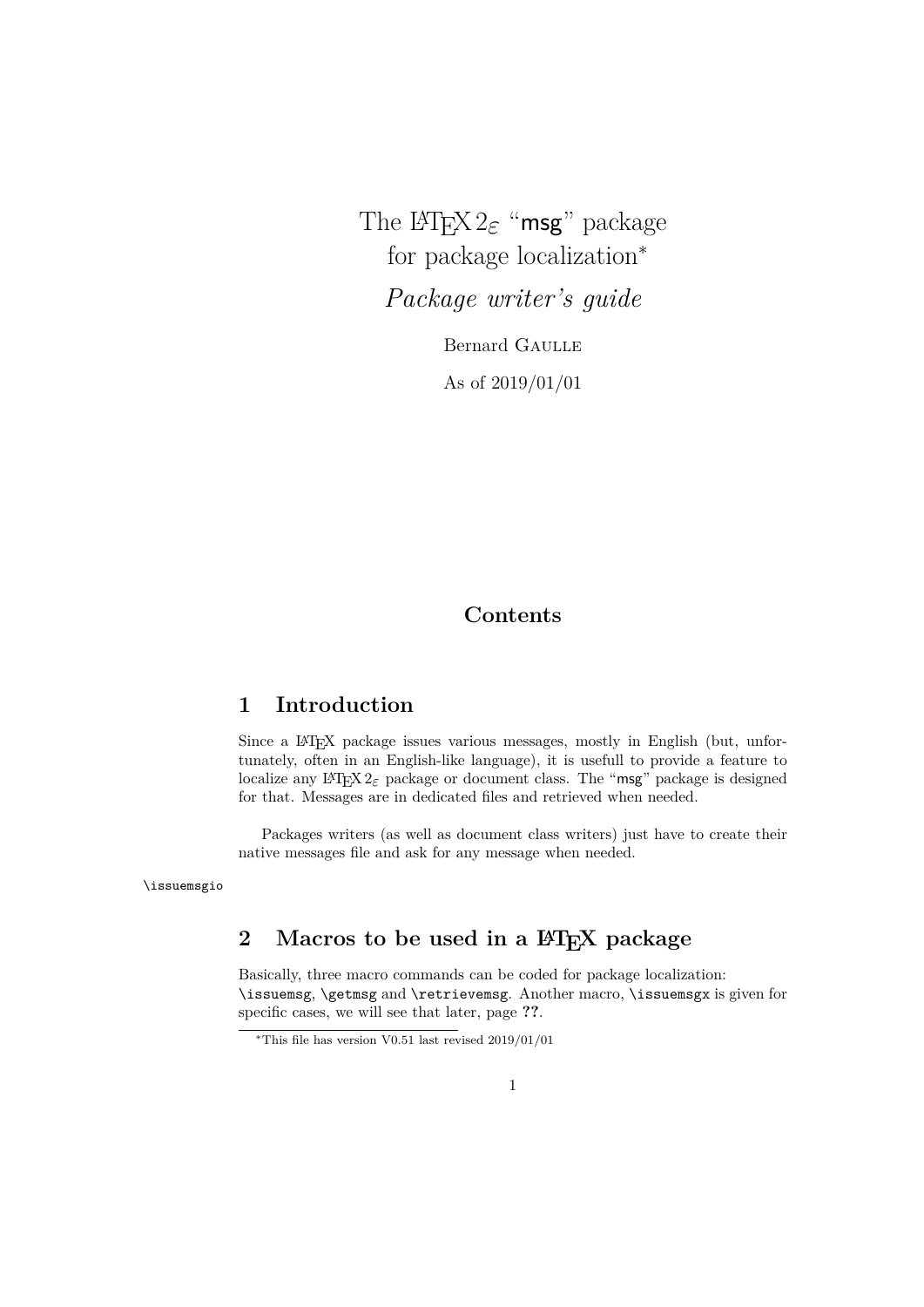# The LaTeX $2_\varepsilon$ "msg" package for package localization*

## *Package writer's guide*

Bernard GAULLE

As of 2019/01/01

## Contents

## 1 Introduction

Since a LaTeX package issues various messages, mostly in English (but, unfortunately, often in an English-like language), it is usefull to provide a feature to localize any LaTeX $2_\varepsilon$ package or document class. The "msg" package is designed for that. Messages are in dedicated files and retrieved when needed.

Packages writers (as well as document class writers) just have to create their native messages file and ask for any message when needed.

\issuemsgio

## 2 Macros to be used in a LaTeX package

Basically, three macro commands can be coded for package localization: \issuemsg, \getmsg and \retrievemsg. Another macro, \issuemsgx is given for specific cases, we will see that later, page ??.

---

*This file has version V0.51 last revised 2019/01/01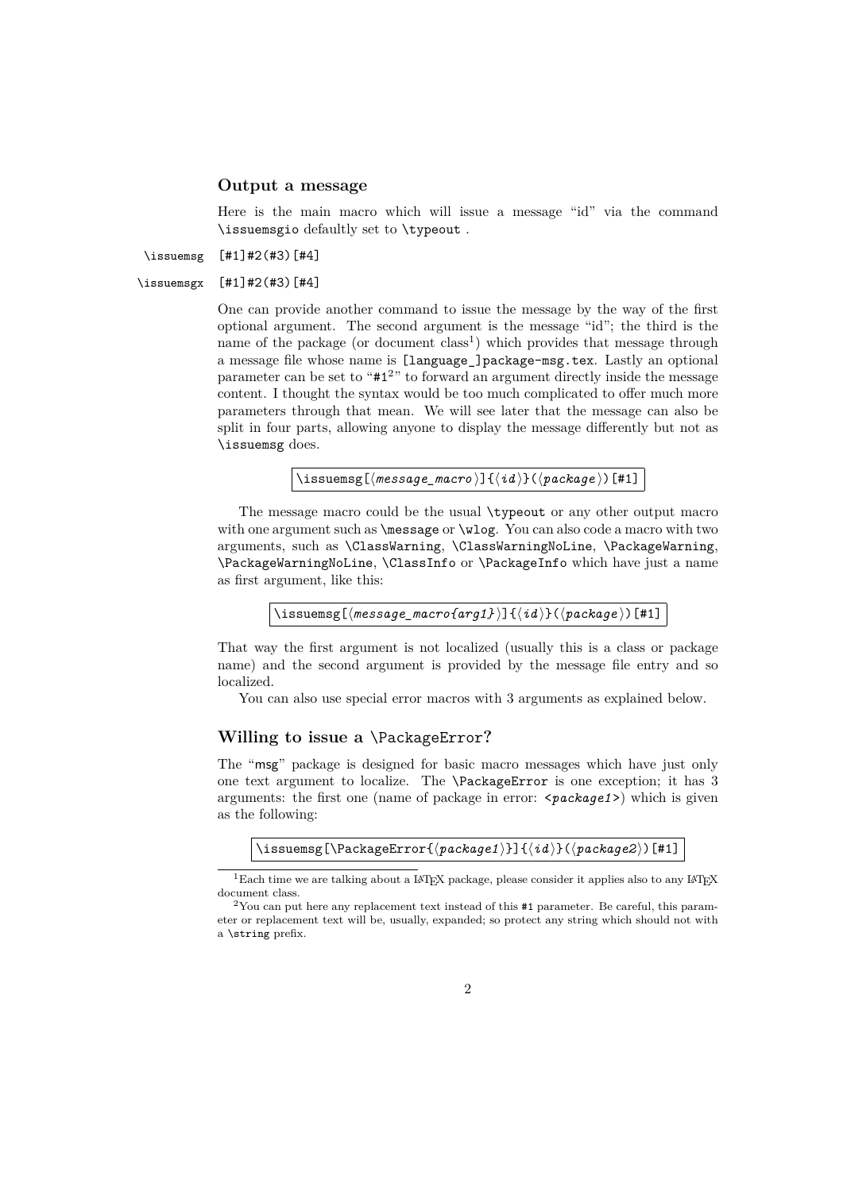### Output a message

Here is the main macro which will issue a message "id" via the command `\issuemsgio` defaultly set to `\typeout` .

`\issuemsg` `[#1]#2(#3)[#4]`

`\issuemsgx` `[#1]#2(#3)[#4]`

One can provide another command to issue the message by the way of the first optional argument. The second argument is the message "id"; the third is the name of the package (or document class[1]) which provides that message through a message file whose name is `[language_]package-msg.tex`. Lastly an optional parameter can be set to "`#1`[2]" to forward an argument directly inside the message content. I thought the syntax would be too much complicated to offer much more parameters through that mean. We will see later that the message can also be split in four parts, allowing anyone to display the message differently but not as `\issuemsg` does.

```
\issuemsg[⟨message_macro⟩]{⟨id⟩}(⟨package⟩)[#1]
```

The message macro could be the usual `\typeout` or any other output macro with one argument such as `\message` or `\wlog`. You can also code a macro with two arguments, such as `\ClassWarning`, `\ClassWarningNoLine`, `\PackageWarning`, `\PackageWarningNoLine`, `\ClassInfo` or `\PackageInfo` which have just a name as first argument, like this:

```
\issuemsg[⟨message_macro{arg1}⟩]{⟨id⟩}(⟨package⟩)[#1]
```

That way the first argument is not localized (usually this is a class or package name) and the second argument is provided by the message file entry and so localized.

You can also use special error macros with 3 arguments as explained below.

### Willing to issue a `\PackageError`?

The "`msg`" package is designed for basic macro messages which have just only one text argument to localize. The `\PackageError` is one exception; it has 3 arguments: the first one (name of package in error: `<package1>`) which is given as the following:

```
\issuemsg[\PackageError{⟨package1⟩}]{⟨id⟩}(⟨package2⟩)[#1]
```

[1] Each time we are talking about a LaTeX package, please consider it applies also to any LaTeX document class.

[2] You can put here any replacement text instead of this `#1` parameter. Be careful, this parameter or replacement text will be, usually, expanded; so protect any string which should not with a `\string` prefix.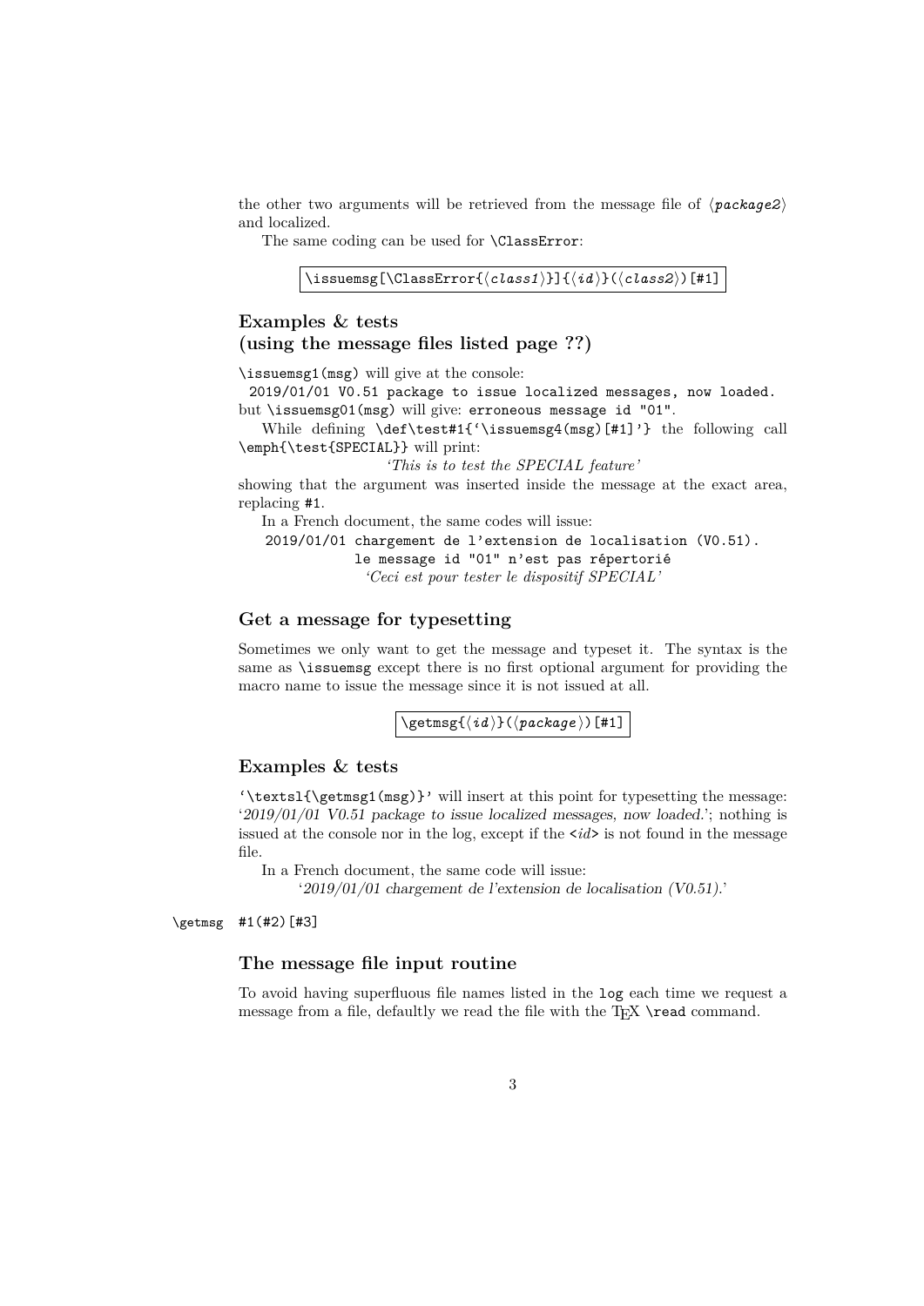the other two arguments will be retrieved from the message file of ⟨*package2*⟩ and localized.

The same coding can be used for `\ClassError`:

```
\issuemsg[\ClassError{⟨class1⟩}]{⟨id⟩}(⟨class2⟩)[#1]
```

### Examples & tests (using the message files listed page ??)

`\issuemsg1(msg)` will give at the console:

`2019/01/01 V0.51 package to issue localized messages, now loaded.`

but `\issuemsg01(msg)` will give: `erroneous message id "01"`.

While defining `\def\test#1{'\issuemsg4(msg)[#1]'}` the following call `\emph{\test{SPECIAL}}` will print:

*'This is to test the SPECIAL feature'*

showing that the argument was inserted inside the message at the exact area, replacing `#1`.

In a French document, the same codes will issue:

`2019/01/01 chargement de l'extension de localisation (V0.51).`

`le message id "01" n'est pas répertorié`

*'Ceci est pour tester le dispositif SPECIAL'*

### Get a message for typesetting

Sometimes we only want to get the message and typeset it. The syntax is the same as `\issuemsg` except there is no first optional argument for providing the macro name to issue the message since it is not issued at all.

```
\getmsg{⟨id⟩}(⟨package⟩)[#1]
```

### Examples & tests

`'\textsl{\getmsg1(msg)}'` will insert at this point for typesetting the message: '*2019/01/01 V0.51 package to issue localized messages, now loaded.*'; nothing is issued at the console nor in the log, except if the `<id>` is not found in the message file.

In a French document, the same code will issue:

'*2019/01/01 chargement de l'extension de localisation (V0.51).*'

`\getmsg #1(#2)[#3]`

### The message file input routine

To avoid having superfluous file names listed in the `log` each time we request a message from a file, defaultly we read the file with the TEX `\read` command.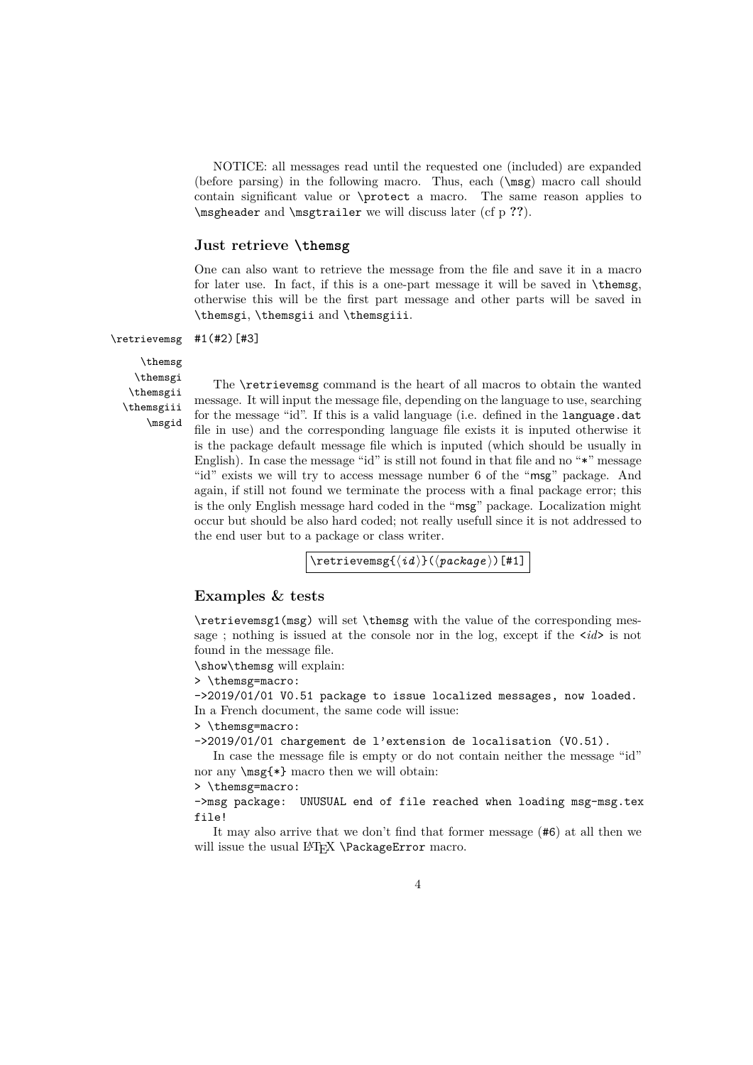NOTICE: all messages read until the requested one (included) are expanded (before parsing) in the following macro. Thus, each (`\msg`) macro call should contain significant value or `\protect` a macro. The same reason applies to `\msgheader` and `\msgtrailer` we will discuss later (cf p **??**).

### Just retrieve `\themsg`

One can also want to retrieve the message from the file and save it in a macro for later use. In fact, if this is a one-part message it will be saved in `\themsg`, otherwise this will be the first part message and other parts will be saved in `\themsgi`, `\themsgii` and `\themsgiii`.

`\retrievemsg` `#1(#2)[#3]`

`\themsg`
`\themsgi`
`\themsgii`
`\themsgiii`
`\msgid`

The `\retrievemsg` command is the heart of all macros to obtain the wanted message. It will input the message file, depending on the language to use, searching for the message "id". If this is a valid language (i.e. defined in the `language.dat` file in use) and the corresponding language file exists it is inputed otherwise it is the package default message file which is inputed (which should be usually in English). In case the message "id" is still not found in that file and no "`*`" message "id" exists we will try to access message number 6 of the "`msg`" package. And again, if still not found we terminate the process with a final package error; this is the only English message hard coded in the "`msg`" package. Localization might occur but should be also hard coded; not really usefull since it is not addressed to the end user but to a package or class writer.

`\retrievemsg{⟨id⟩}(⟨package⟩)[#1]`

### Examples & tests

`\retrievemsg1(msg)` will set `\themsg` with the value of the corresponding message ; nothing is issued at the console nor in the log, except if the `<`*id*`>` is not found in the message file.

`\show\themsg` will explain:

```
> \themsg=macro:
->2019/01/01 V0.51 package to issue localized messages, now loaded.
```

In a French document, the same code will issue:

```
> \themsg=macro:
->2019/01/01 chargement de l'extension de localisation (V0.51).
```

In case the message file is empty or do not contain neither the message "id" nor any `\msg{*}` macro then we will obtain:

```
> \themsg=macro:
->msg package:  UNUSUAL end of file reached when loading msg-msg.tex
file!
```

It may also arrive that we don't find that former message (`#6`) at all then we will issue the usual LaTeX `\PackageError` macro.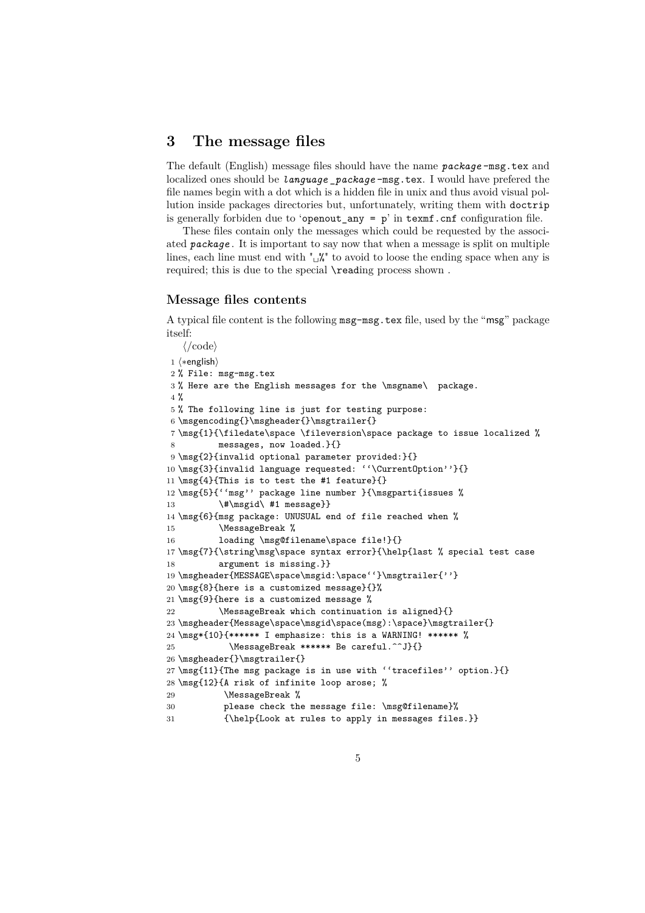# 3 The message files

The default (English) message files should have the name *package*-msg.tex and localized ones should be *language_package*-msg.tex. I would have prefered the file names begin with a dot which is a hidden file in unix and thus avoid visual pollution inside packages directories but, unfortunately, writing them with doctrip is generally forbiden due to 'openout_any = p' in texmf.cnf configuration file.

These files contain only the messages which could be requested by the associated *package*. It is important to say now that when a message is split on multiple lines, each line must end with "␣%" to avoid to loose the ending space when any is required; this is due to the special \reading process shown .

## Message files contents

A typical file content is the following msg-msg.tex file, used by the "msg" package itself:

⟨/code⟩

```
1 ⟨*english⟩
2 % File: msg-msg.tex
3 % Here are the English messages for the \msgname\  package.
4 %
5 % The following line is just for testing purpose:
6 \msgencoding{}\msgheader{}\msgtrailer{}
7 \msg{1}{\filedate\space \fileversion\space package to issue localized %
8         messages, now loaded.}{}
9 \msg{2}{invalid optional parameter provided:}{}
10 \msg{3}{invalid language requested: ``\CurrentOption''}{}
11 \msg{4}{This is to test the #1 feature}{}
12 \msg{5}{``msg'' package line number }{\msgparti{issues %
13         \#\msgid\ #1 message}}
14 \msg{6}{msg package: UNUSUAL end of file reached when %
15         \MessageBreak %
16         loading \msg@filename\space file!}{}
17 \msg{7}{\string\msg\space syntax error}{\help{last % special test case
18         argument is missing.}}
19 \msgheader{MESSAGE\space\msgid:\space``}\msgtrailer{''}
20 \msg{8}{here is a customized message}{}%
21 \msg{9}{here is a customized message %
22         \MessageBreak which continuation is aligned}{}
23 \msgheader{Message\space\msgid\space(msg):\space}\msgtrailer{}
24 \msg*{10}{****** I emphasize: this is a WARNING! ****** %
25          \MessageBreak ****** Be careful.^^J}{}
26 \msgheader{}\msgtrailer{}
27 \msg{11}{The msg package is in use with ``tracefiles'' option.}{}
28 \msg{12}{A risk of infinite loop arose; %
29          \MessageBreak %
30          please check the message file: \msg@filename}%
31          {\help{Look at rules to apply in messages files.}}
```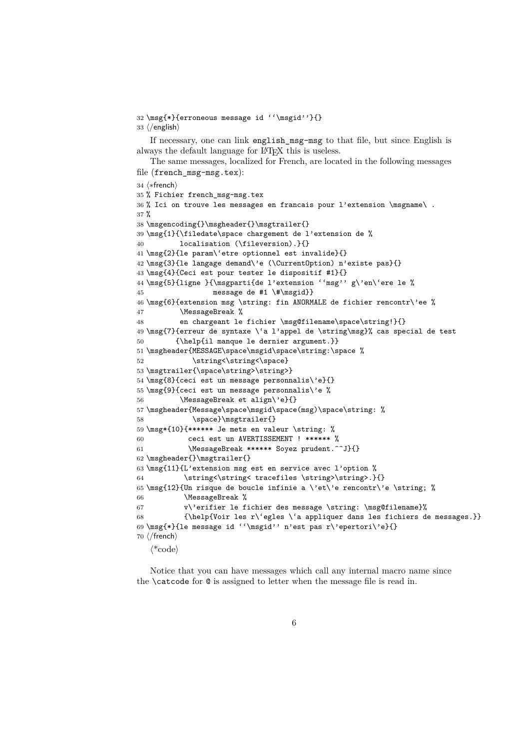```
32 \msg{*}{erroneous message id ``\msgid''}{}
33 ⟨/english⟩
```

If necessary, one can link english_msg-msg to that file, but since English is always the default language for LaTeX this is useless.

The same messages, localized for French, are located in the following messages file (french_msg-msg.tex):

```
34 ⟨*french⟩
35 % Fichier french_msg-msg.tex
36 % Ici on trouve les messages en francais pour l'extension \msgname\ .
37 %
38 \msgencoding{}\msgheader{}\msgtrailer{}
39 \msg{1}{\filedate\space chargement de l'extension de %
40         localisation (\fileversion).}{}
41 \msg{2}{le param\`etre optionnel est invalide}{}
42 \msg{3}{le langage demand\'e (\CurrentOption) n'existe pas}{}
43 \msg{4}{Ceci est pour tester le dispositif #1}{}
44 \msg{5}{ligne }{\msgparti{de l'extension ``msg'' g\'en\`ere le %
45                 message de #1 \#\msgid}}
46 \msg{6}{extension msg \string: fin ANORMALE de fichier rencontr\'ee %
47         \MessageBreak %
48         en chargeant le fichier \msg@filename\space\string!}{}
49 \msg{7}{erreur de syntaxe \`a l'appel de \string\msg}% cas special de test
50        {\help{il manque le dernier argument.}}
51 \msgheader{MESSAGE\space\msgid\space\string:\space %
52            \string<\string<\space}
53 \msgtrailer{\space\string>\string>}
54 \msg{8}{ceci est un message personnalis\'e}{}
55 \msg{9}{ceci est un message personnalis\'e %
56         \MessageBreak et align\'e}{}
57 \msgheader{Message\space\msgid\space(msg)\space\string: %
58            \space}\msgtrailer{}
59 \msg*{10}{****** Je mets en valeur \string: %
60           ceci est un AVERTISSEMENT ! ****** %
61           \MessageBreak ****** Soyez prudent.^^J}{}
62 \msgheader{}\msgtrailer{}
63 \msg{11}{L'extension msg est en service avec l'option %
64          \string<\string< tracefiles \string>\string>.}{}
65 \msg{12}{Un risque de boucle infinie a \'et\'e rencontr\'e \string; %
66          \MessageBreak %
67          v\'erifier le fichier des message \string: \msg@filename}%
68          {\help{Voir les r\`egles \`a appliquer dans les fichiers de messages.}}
69 \msg{*}{le message id ``\msgid'' n'est pas r\'epertori\'e}{}
70 ⟨/french⟩
```

⟨*code⟩

Notice that you can have messages which call any internal macro name since the \catcode for @ is assigned to letter when the message file is read in.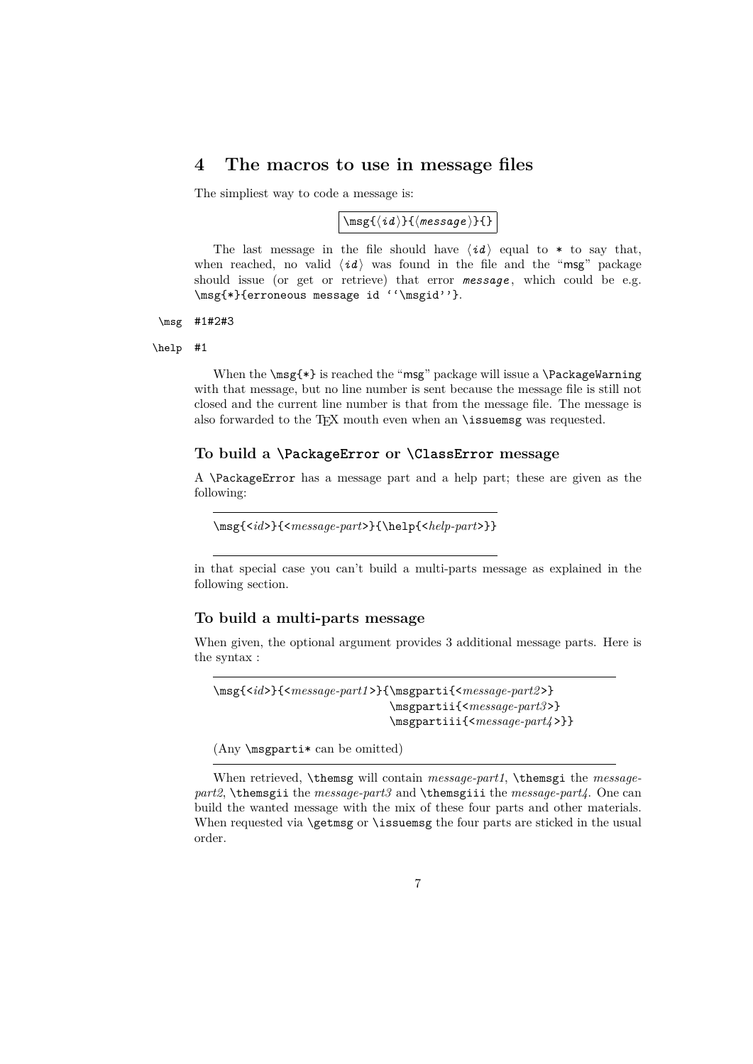# 4 The macros to use in message files

The simpliest way to code a message is:

```
\msg{⟨id⟩}{⟨message⟩}{}
```

The last message in the file should have ⟨*id*⟩ equal to * to say that, when reached, no valid ⟨*id*⟩ was found in the file and the "msg" package should issue (or get or retrieve) that error *message*, which could be e.g. `\msg{*}{erroneous message id ''\msgid''}`.

`\msg` #1#2#3

`\help` #1

When the `\msg{*}` is reached the "msg" package will issue a `\PackageWarning` with that message, but no line number is sent because the message file is still not closed and the current line number is that from the message file. The message is also forwarded to the TEX mouth even when an `\issuemsg` was requested.

### To build a `\PackageError` or `\ClassError` message

A `\PackageError` has a message part and a help part; these are given as the following:

```
\msg{<id>}{<message-part>}{\help{<help-part>}}
```

in that special case you can't build a multi-parts message as explained in the following section.

### To build a multi-parts message

When given, the optional argument provides 3 additional message parts. Here is the syntax :

```
\msg{<id>}{<message-part1>}{\msgparti{<message-part2>}
                            \msgpartii{<message-part3>}
                            \msgpartiii{<message-part4>}}
```

(Any `\msgparti*` can be omitted)

When retrieved, `\themsg` will contain *message-part1*, `\themsgi` the *message-part2*, `\themsgii` the *message-part3* and `\themsgiii` the *message-part4*. One can build the wanted message with the mix of these four parts and other materials. When requested via `\getmsg` or `\issuemsg` the four parts are sticked in the usual order.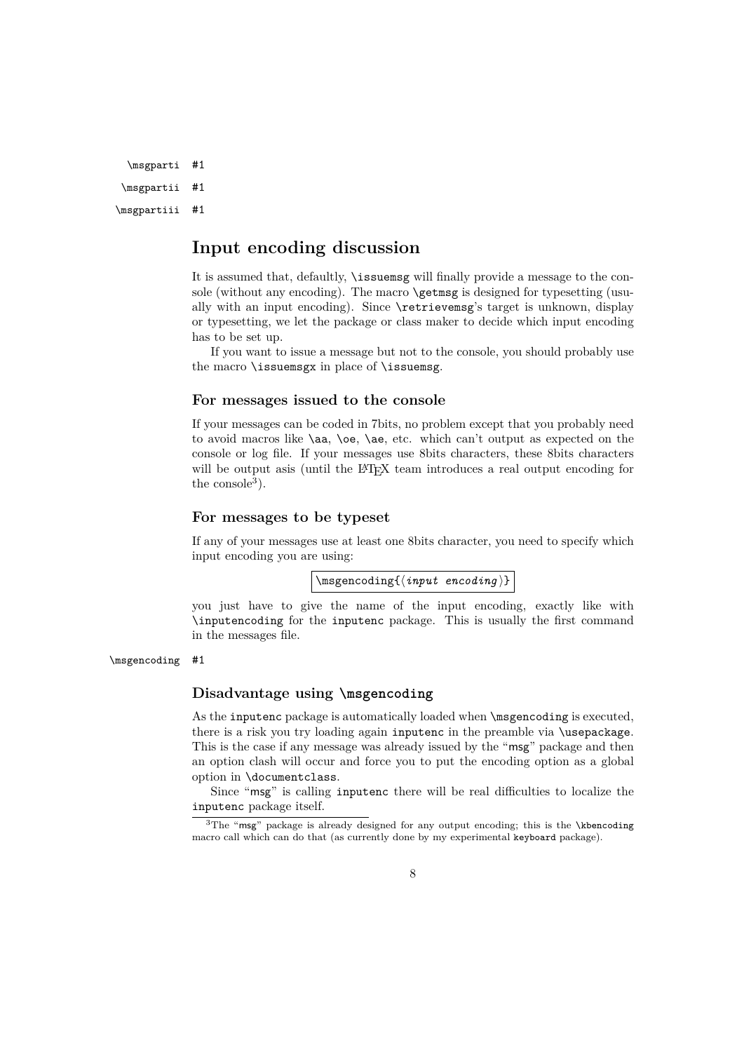`\msgparti #1`

`\msgpartii #1`

`\msgpartiii #1`

## Input encoding discussion

It is assumed that, defaultly, `\issuemsg` will finally provide a message to the console (without any encoding). The macro `\getmsg` is designed for typesetting (usually with an input encoding). Since `\retrievemsg`'s target is unknown, display or typesetting, we let the package or class maker to decide which input encoding has to be set up.

If you want to issue a message but not to the console, you should probably use the macro `\issuemsgx` in place of `\issuemsg`.

### For messages issued to the console

If your messages can be coded in 7bits, no problem except that you probably need to avoid macros like `\aa`, `\oe`, `\ae`, etc. which can't output as expected on the console or log file. If your messages use 8bits characters, these 8bits characters will be output asis (until the LaTeX team introduces a real output encoding for the console[3]).

### For messages to be typeset

If any of your messages use at least one 8bits character, you need to specify which input encoding you are using:

```
\msgencoding{⟨input encoding⟩}
```

you just have to give the name of the input encoding, exactly like with `\inputencoding` for the `inputenc` package. This is usually the first command in the messages file.

`\msgencoding #1`

### Disadvantage using `\msgencoding`

As the `inputenc` package is automatically loaded when `\msgencoding` is executed, there is a risk you try loading again `inputenc` in the preamble via `\usepackage`. This is the case if any message was already issued by the "`msg`" package and then an option clash will occur and force you to put the encoding option as a global option in `\documentclass`.

Since "`msg`" is calling `inputenc` there will be real difficulties to localize the `inputenc` package itself.

[3]The "`msg`" package is already designed for any output encoding; this is the `\kbencoding` macro call which can do that (as currently done by my experimental `keyboard` package).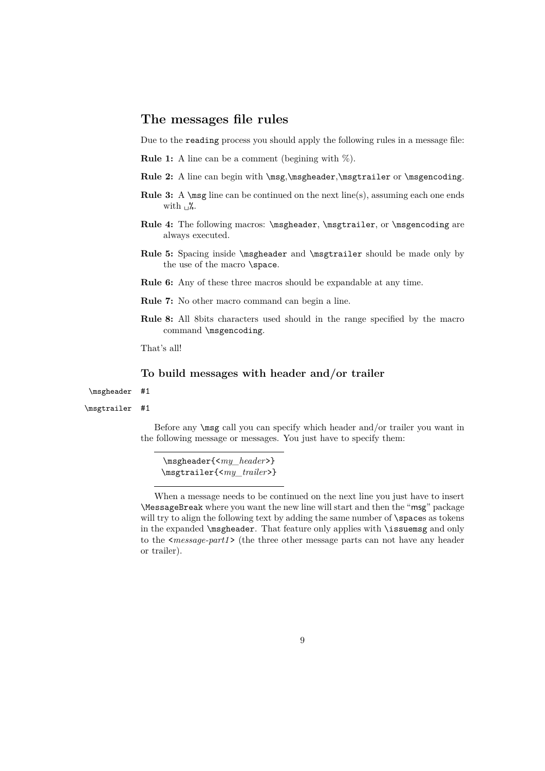## The messages file rules

Due to the `reading` process you should apply the following rules in a message file:

**Rule 1:** A line can be a comment (begining with %).

**Rule 2:** A line can begin with `\msg`,`\msgheader`,`\msgtrailer` or `\msgencoding`.

**Rule 3:** A `\msg` line can be continued on the next line(s), assuming each one ends with `␣%`.

**Rule 4:** The following macros: `\msgheader`, `\msgtrailer`, or `\msgencoding` are always executed.

**Rule 5:** Spacing inside `\msgheader` and `\msgtrailer` should be made only by the use of the macro `\space`.

**Rule 6:** Any of these three macros should be expandable at any time.

**Rule 7:** No other macro command can begin a line.

**Rule 8:** All 8bits characters used should in the range specified by the macro command `\msgencoding`.

That's all!

### To build messages with header and/or trailer

`\msgheader #1`

`\msgtrailer #1`

Before any `\msg` call you can specify which header and/or trailer you want in the following message or messages. You just have to specify them:

```
\msgheader{<my_header>}
\msgtrailer{<my_trailer>}
```

When a message needs to be continued on the next line you just have to insert `\MessageBreak` where you want the new line will start and then the "`msg`" package will try to align the following text by adding the same number of `\space`s as tokens in the expanded `\msgheader`. That feature only applies with `\issuemsg` and only to the <*message-part1*> (the three other message parts can not have any header or trailer).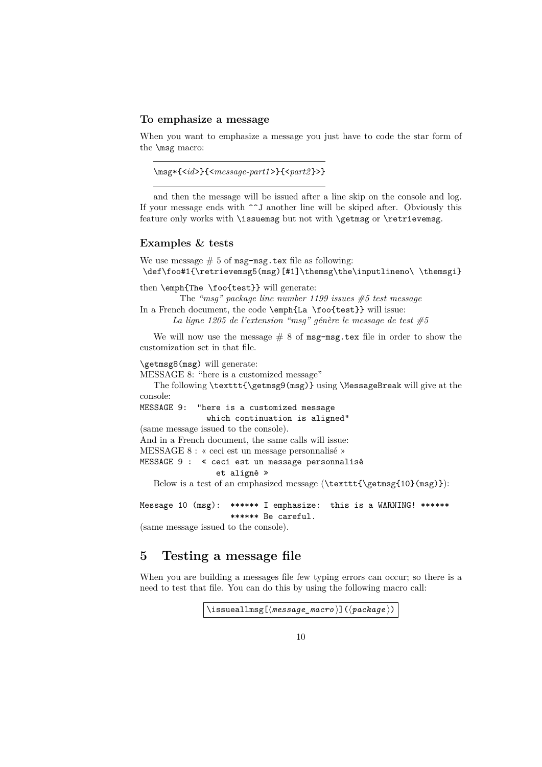### To emphasize a message

When you want to emphasize a message you just have to code the star form of the `\msg` macro:

```
\msg*{<id>}{<message-part1>}{<part2}>}
```

and then the message will be issued after a line skip on the console and log. If your message ends with `^^J` another line will be skiped after. Obviously this feature only works with `\issuemsg` but not with `\getmsg` or `\retrievemsg`.

### Examples & tests

We use message # 5 of `msg-msg.tex` file as following:
`\def\foo#1{\retrievemsg5(msg)[#1]\themsg\the\inputlineno\ \themsgi}`

then `\emph{The \foo{test}}` will generate:

The *"msg" package line number 1199 issues #5 test message*

In a French document, the code `\emph{La \foo{test}}` will issue:

*La ligne 1205 de l'extension "msg" génère le message de test #5*

We will now use the message # 8 of `msg-msg.tex` file in order to show the customization set in that file.

`\getmsg8(msg)` will generate:
MESSAGE 8: "here is a customized message"

The following `\texttt{\getmsg9(msg)}` using `\MessageBreak` will give at the console:

```
MESSAGE 9:  "here is a customized message
             which continuation is aligned"
```

(same message issued to the console).
And in a French document, the same calls will issue:
MESSAGE 8 : « ceci est un message personnalisé »

```
MESSAGE 9 :  « ceci est un message personnalisé
               et aligné »
```

Below is a test of an emphasized message (`\texttt{\getmsg{10}(msg)}`):

```
Message 10 (msg):  ****** I emphasize:  this is a WARNING! ******
                   ****** Be careful.
```

(same message issued to the console).

## 5 Testing a message file

When you are building a messages file few typing errors can occur; so there is a need to test that file. You can do this by using the following macro call:

```
\issueallmsg[⟨message_macro⟩](⟨package⟩)
```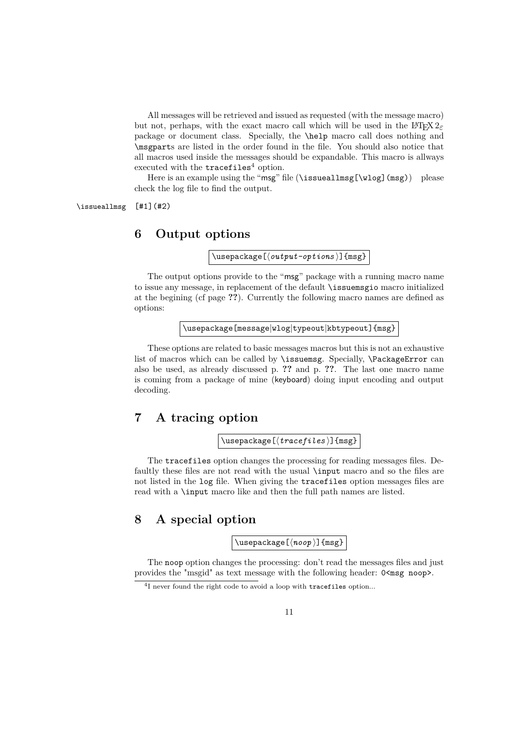All messages will be retrieved and issued as requested (with the message macro) but not, perhaps, with the exact macro call which will be used in the LaTeX $2_\varepsilon$ package or document class. Specially, the `\help` macro call does nothing and `\msgpart`s are listed in the order found in the file. You should also notice that all macros used inside the messages should be expandable. This macro is allways executed with the `tracefiles`[4] option.

Here is an example using the "msg" file (`\issueallmsg[\wlog](msg)`) please check the log file to find the output.

`\issueallmsg [#1](#2)`

## 6 Output options

`\usepackage[⟨output-options⟩]{msg}`

The output options provide to the "msg" package with a running macro name to issue any message, in replacement of the default `\issuemsgio` macro initialized at the begining (cf page ??). Currently the following macro names are defined as options:

`\usepackage[message|wlog|typeout|kbtypeout]{msg}`

These options are related to basic messages macros but this is not an exhaustive list of macros which can be called by `\issuemsg`. Specially, `\PackageError` can also be used, as already discussed p. ?? and p. ??. The last one macro name is coming from a package of mine (keyboard) doing input encoding and output decoding.

## 7 A tracing option

`\usepackage[⟨tracefiles⟩]{msg}`

The `tracefiles` option changes the processing for reading messages files. Defaultly these files are not read with the usual `\input` macro and so the files are not listed in the `log` file. When giving the `tracefiles` option messages files are read with a `\input` macro like and then the full path names are listed.

## 8 A special option

`\usepackage[⟨noop⟩]{msg}`

The `noop` option changes the processing: don't read the messages files and just provides the "msgid" as text message with the following header: `0<msg noop>`.

[4] I never found the right code to avoid a loop with `tracefiles` option...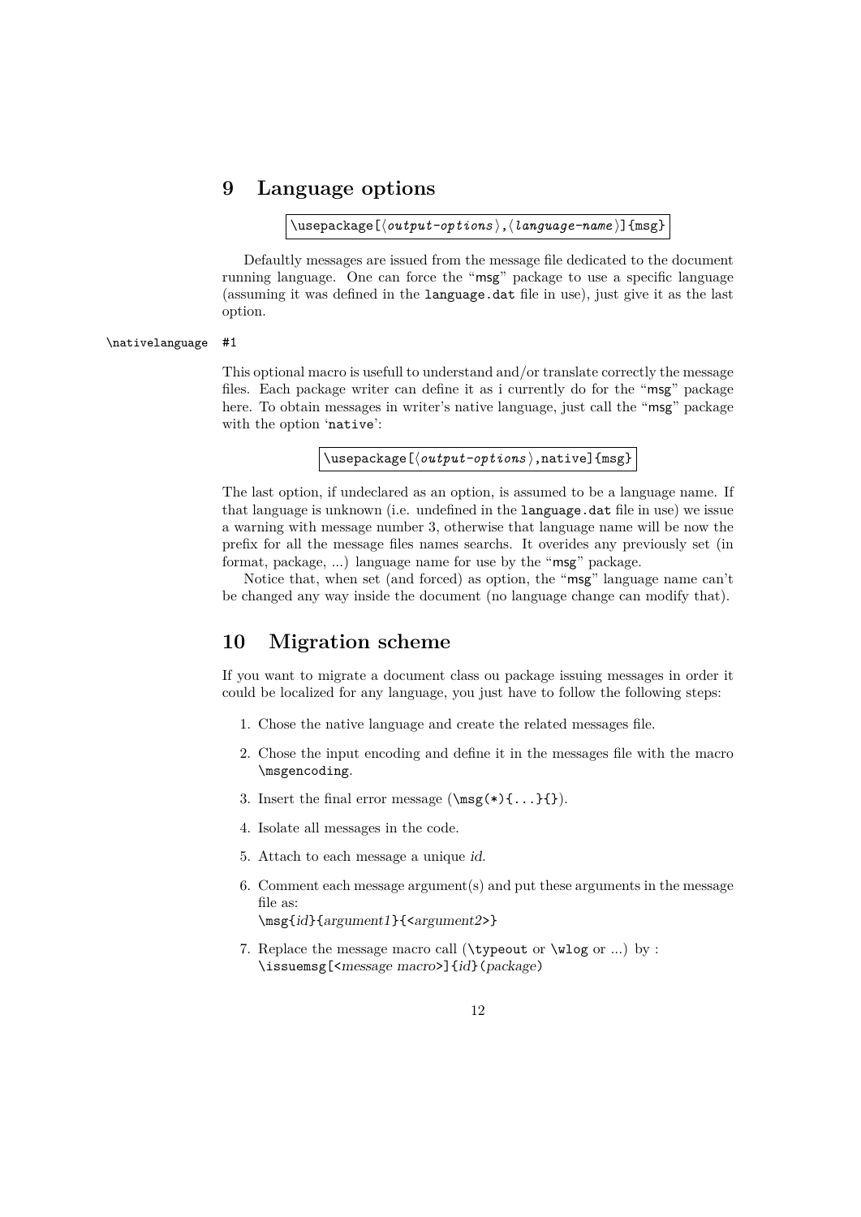## 9 Language options

```
\usepackage[⟨output-options⟩,⟨language-name⟩]{msg}
```

Defaultly messages are issued from the message file dedicated to the document running language. One can force the "msg" package to use a specific language (assuming it was defined in the `language.dat` file in use), just give it as the last option.

`\nativelanguage #1`

This optional macro is usefull to understand and/or translate correctly the message files. Each package writer can define it as i currently do for the "msg" package here. To obtain messages in writer's native language, just call the "msg" package with the option '`native`':

```
\usepackage[⟨output-options⟩,native]{msg}
```

The last option, if undeclared as an option, is assumed to be a language name. If that language is unknown (i.e. undefined in the `language.dat` file in use) we issue a warning with message number 3, otherwise that language name will be now the prefix for all the message files names searchs. It overides any previously set (in format, package, ...) language name for use by the "msg" package.

Notice that, when set (and forced) as option, the "msg" language name can't be changed any way inside the document (no language change can modify that).

## 10 Migration scheme

If you want to migrate a document class ou package issuing messages in order it could be localized for any language, you just have to follow the following steps:

1. Chose the native language and create the related messages file.
2. Chose the input encoding and define it in the messages file with the macro `\msgencoding`.
3. Insert the final error message (`\msg(*){...}{}`).
4. Isolate all messages in the code.
5. Attach to each message a unique *id*.
6. Comment each message argument(s) and put these arguments in the message file as:
   `\msg{`*id*`}{`*argument1*`}{<`*argument2*`>}`
7. Replace the message macro call (`\typeout` or `\wlog` or ...) by :
   `\issuemsg[<`*message macro*`>]{`*id*`}(`*package*`)`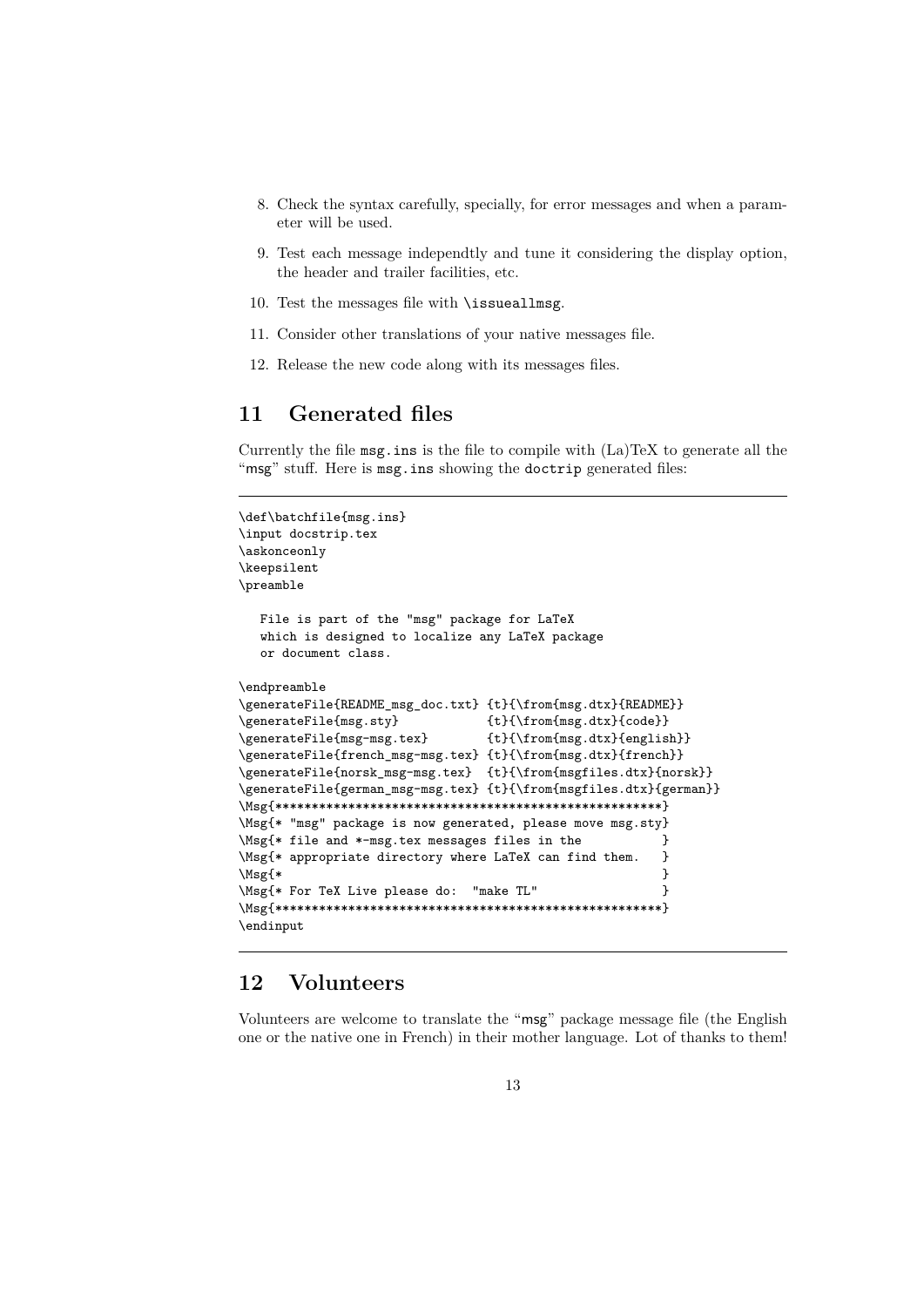8. Check the syntax carefully, specially, for error messages and when a parameter will be used.
9. Test each message independtly and tune it considering the display option, the header and trailer facilities, etc.
10. Test the messages file with `\issueallmsg`.
11. Consider other translations of your native messages file.
12. Release the new code along with its messages files.

## 11 Generated files

Currently the file `msg.ins` is the file to compile with (La)TeX to generate all the "msg" stuff. Here is `msg.ins` showing the `doctrip` generated files:

---

```
\def\batchfile{msg.ins}
\input docstrip.tex
\askonceonly
\keepsilent
\preamble

   File is part of the "msg" package for LaTeX
   which is designed to localize any LaTeX package
   or document class.

\endpreamble
\generateFile{README_msg_doc.txt} {t}{\from{msg.dtx}{README}}
\generateFile{msg.sty}            {t}{\from{msg.dtx}{code}}
\generateFile{msg-msg.tex}        {t}{\from{msg.dtx}{english}}
\generateFile{french_msg-msg.tex} {t}{\from{msg.dtx}{french}}
\generateFile{norsk_msg-msg.tex}  {t}{\from{msgfiles.dtx}{norsk}}
\generateFile{german_msg-msg.tex} {t}{\from{msgfiles.dtx}{german}}
\Msg{*****************************************************}
\Msg{* "msg" package is now generated, please move msg.sty}
\Msg{* file and *-msg.tex messages files in the          }
\Msg{* appropriate directory where LaTeX can find them.  }
\Msg{*                                                   }
\Msg{* For TeX Live please do:  "make TL"                }
\Msg{*****************************************************}
\endinput
```

---

## 12 Volunteers

Volunteers are welcome to translate the "msg" package message file (the English one or the native one in French) in their mother language. Lot of thanks to them!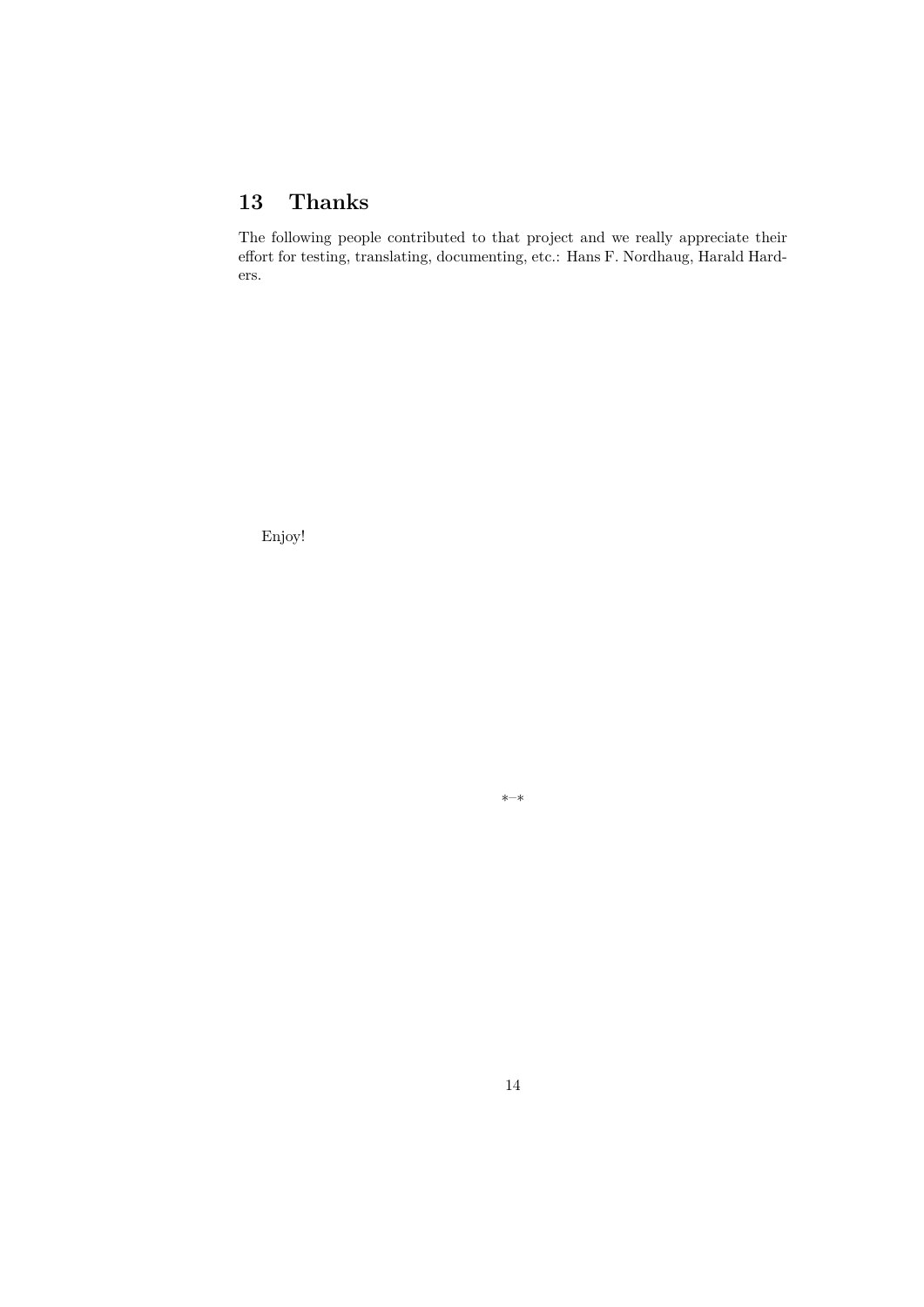## 13 Thanks

The following people contributed to that project and we really appreciate their effort for testing, translating, documenting, etc.: Hans F. Nordhaug, Harald Harders.

Enjoy!

*–*